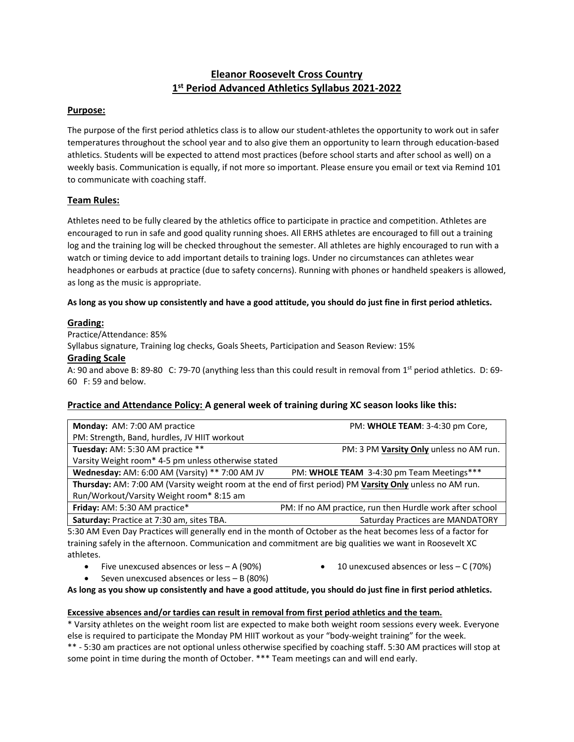# Eleanor Roosevelt Cross Country
## 1st Period Advanced Athletics Syllabus 2021-2022

### Purpose:

The purpose of the first period athletics class is to allow our student-athletes the opportunity to work out in safer temperatures throughout the school year and to also give them an opportunity to learn through education-based athletics. Students will be expected to attend most practices (before school starts and after school as well) on a weekly basis. Communication is equally, if not more so important. Please ensure you email or text via Remind 101 to communicate with coaching staff.

### Team Rules:

Athletes need to be fully cleared by the athletics office to participate in practice and competition. Athletes are encouraged to run in safe and good quality running shoes. All ERHS athletes are encouraged to fill out a training log and the training log will be checked throughout the semester. All athletes are highly encouraged to run with a watch or timing device to add important details to training logs. Under no circumstances can athletes wear headphones or earbuds at practice (due to safety concerns). Running with phones or handheld speakers is allowed, as long as the music is appropriate.

**As long as you show up consistently and have a good attitude, you should do just fine in first period athletics.**

### Grading:

Practice/Attendance: 85%
Syllabus signature, Training log checks, Goals Sheets, Participation and Season Review: 15%

### Grading Scale

A: 90 and above B: 89-80 C: 79-70 (anything less than this could result in removal from 1st period athletics. D: 69-60 F: 59 and below.

### Practice and Attendance Policy: A general week of training during XC season looks like this:

| AM | PM |
|---|---|
| **Monday:** AM: 7:00 AM practice | PM: **WHOLE TEAM**: 3-4:30 pm Core, PM: Strength, Band, hurdles, JV HIIT workout |
| **Tuesday:** AM: 5:30 AM practice ** | PM: 3 PM **Varsity Only** unless no AM run. Varsity Weight room* 4-5 pm unless otherwise stated |
| **Wednesday:** AM: 6:00 AM (Varsity) ** 7:00 AM JV | PM: **WHOLE TEAM** 3-4:30 pm Team Meetings*** |
| **Thursday:** AM: 7:00 AM (Varsity weight room at the end of first period) Run/Workout/Varsity Weight room* 8:15 am | PM **Varsity Only** unless no AM run. |
| **Friday:** AM: 5:30 AM practice* | PM: If no AM practice, run then Hurdle work after school |
| **Saturday:** Practice at 7:30 am, sites TBA. | Saturday Practices are MANDATORY |

5:30 AM Even Day Practices will generally end in the month of October as the heat becomes less of a factor for training safely in the afternoon. Communication and commitment are big qualities we want in Roosevelt XC athletes.

- Five unexcused absences or less – A (90%)
- Seven unexcused absences or less – B (80%)
- 10 unexcused absences or less – C (70%)

**As long as you show up consistently and have a good attitude, you should do just fine in first period athletics.**

**Excessive absences and/or tardies can result in removal from first period athletics and the team.**

* Varsity athletes on the weight room list are expected to make both weight room sessions every week. Everyone else is required to participate the Monday PM HIIT workout as your "body-weight training" for the week.
** - 5:30 am practices are not optional unless otherwise specified by coaching staff. 5:30 AM practices will stop at some point in time during the month of October. *** Team meetings can and will end early.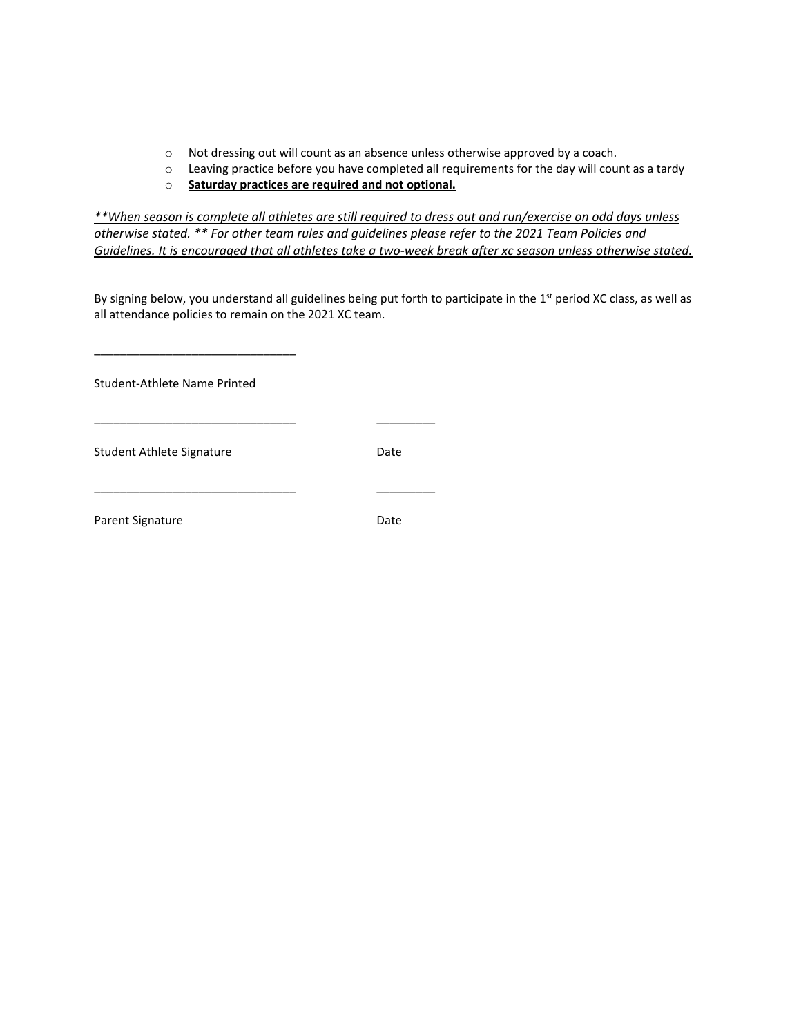- Not dressing out will count as an absence unless otherwise approved by a coach.
- Leaving practice before you have completed all requirements for the day will count as a tardy
- **Saturday practices are required and not optional.**

*<u>**When season is complete all athletes are still required to dress out and run/exercise on odd days unless otherwise stated. ** For other team rules and guidelines please refer to the 2021 Team Policies and Guidelines. It is encouraged that all athletes take a two-week break after xc season unless otherwise stated.</u>*

By signing below, you understand all guidelines being put forth to participate in the 1st period XC class, as well as all attendance policies to remain on the 2021 XC team.

_______________________________

Student-Athlete Name Printed

_______________________________ _________

Student Athlete Signature Date

_______________________________ _________

Parent Signature Date